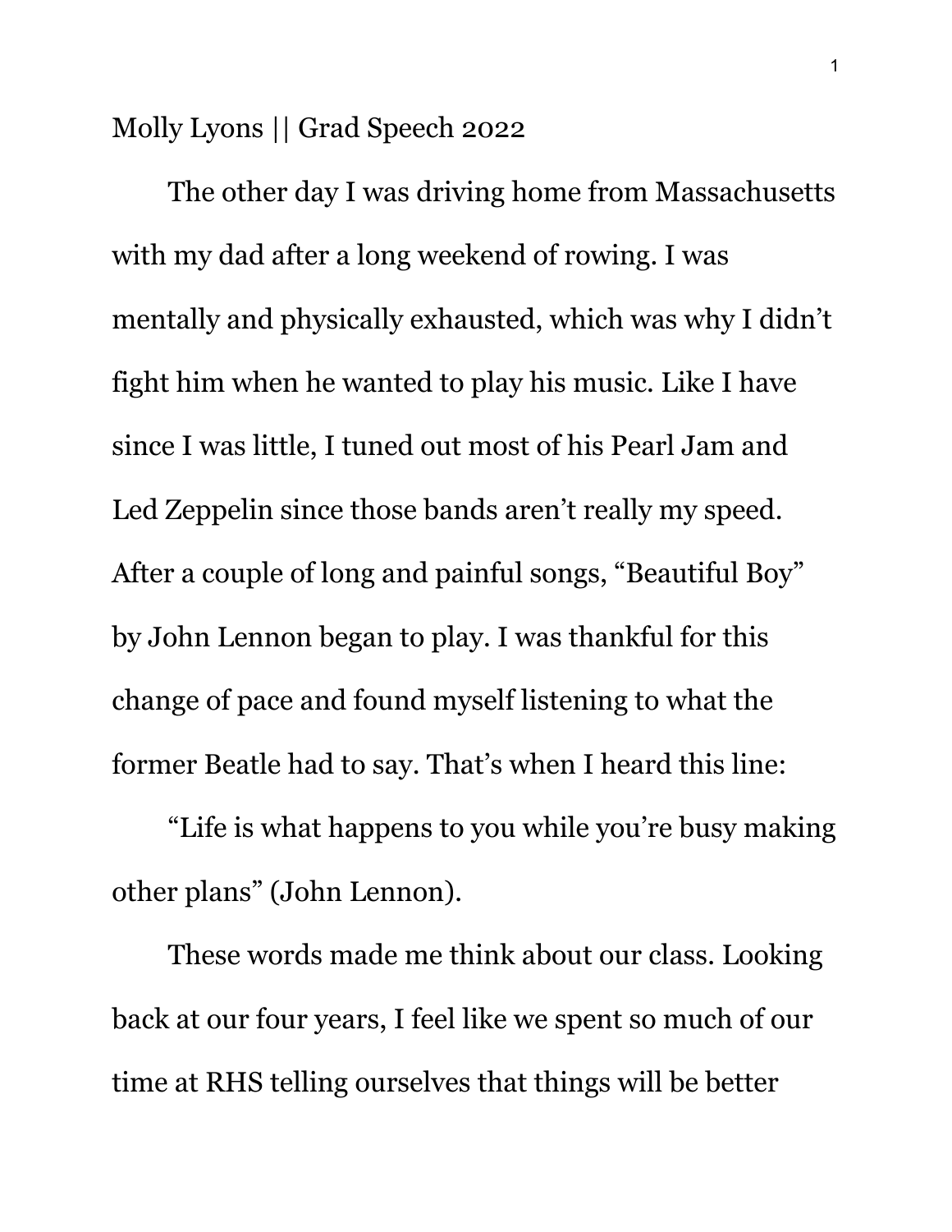Molly Lyons || Grad Speech 2022

The other day I was driving home from Massachusetts with my dad after a long weekend of rowing. I was mentally and physically exhausted, which was why I didn't fight him when he wanted to play his music. Like I have since I was little, I tuned out most of his Pearl Jam and Led Zeppelin since those bands aren't really my speed. After a couple of long and painful songs, "Beautiful Boy" by John Lennon began to play. I was thankful for this change of pace and found myself listening to what the former Beatle had to say. That's when I heard this line:

"Life is what happens to you while you're busy making other plans" (John Lennon).

These words made me think about our class. Looking back at our four years, I feel like we spent so much of our time at RHS telling ourselves that things will be better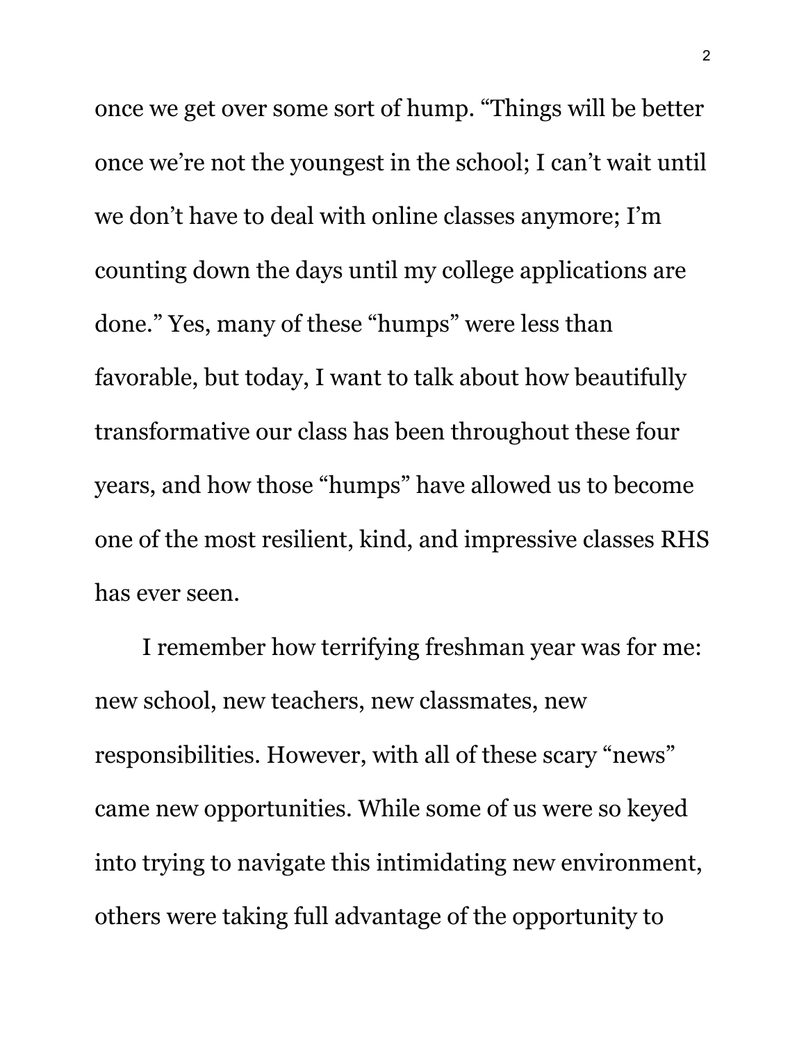once we get over some sort of hump. "Things will be better once we're not the youngest in the school; I can't wait until we don't have to deal with online classes anymore; I'm counting down the days until my college applications are done." Yes, many of these "humps" were less than favorable, but today, I want to talk about how beautifully transformative our class has been throughout these four years, and how those "humps" have allowed us to become one of the most resilient, kind, and impressive classes RHS has ever seen.

I remember how terrifying freshman year was for me: new school, new teachers, new classmates, new responsibilities. However, with all of these scary "news" came new opportunities. While some of us were so keyed into trying to navigate this intimidating new environment, others were taking full advantage of the opportunity to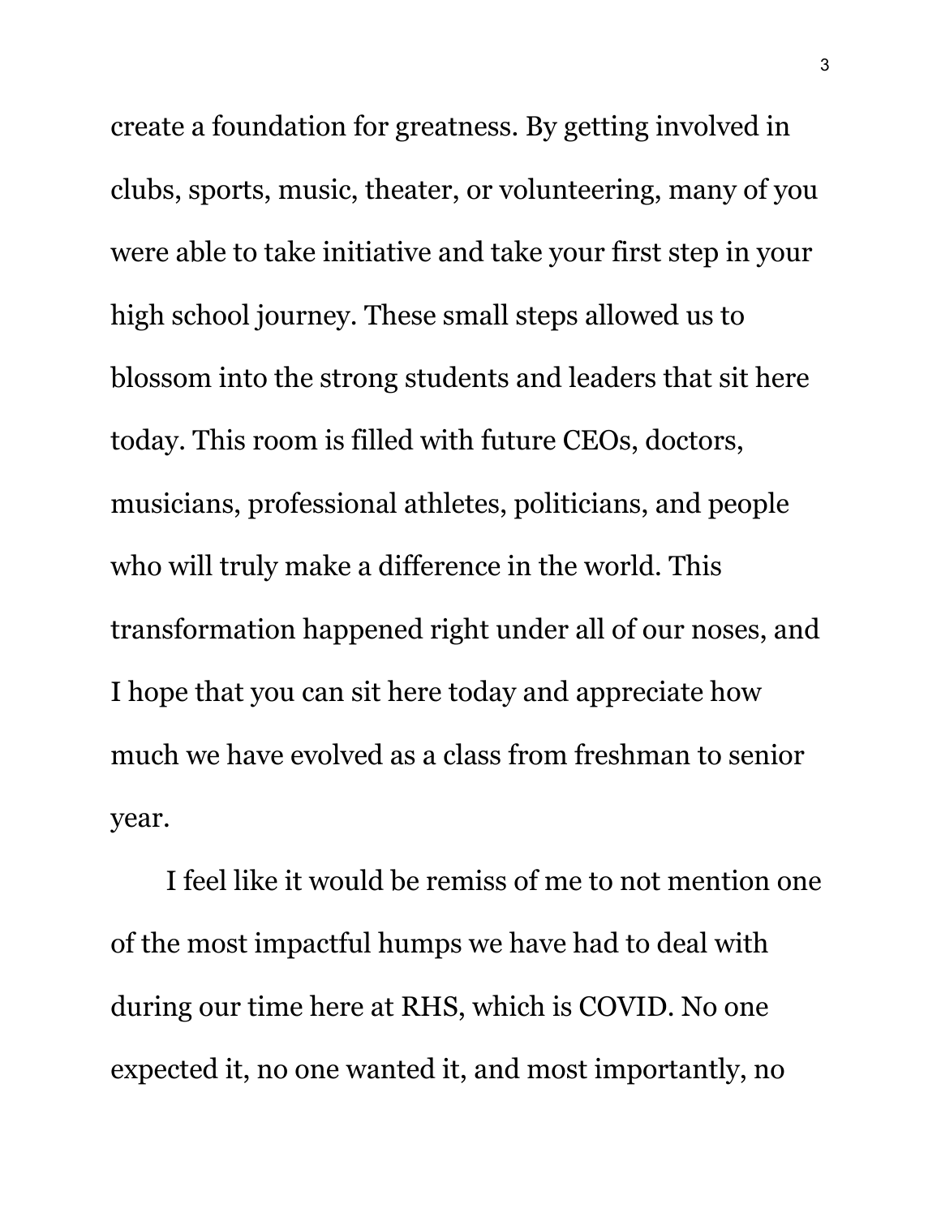create a foundation for greatness. By getting involved in clubs, sports, music, theater, or volunteering, many of you were able to take initiative and take your first step in your high school journey. These small steps allowed us to blossom into the strong students and leaders that sit here today. This room is filled with future CEOs, doctors, musicians, professional athletes, politicians, and people who will truly make a difference in the world. This transformation happened right under all of our noses, and I hope that you can sit here today and appreciate how much we have evolved as a class from freshman to senior year.

I feel like it would be remiss of me to not mention one of the most impactful humps we have had to deal with during our time here at RHS, which is COVID. No one expected it, no one wanted it, and most importantly, no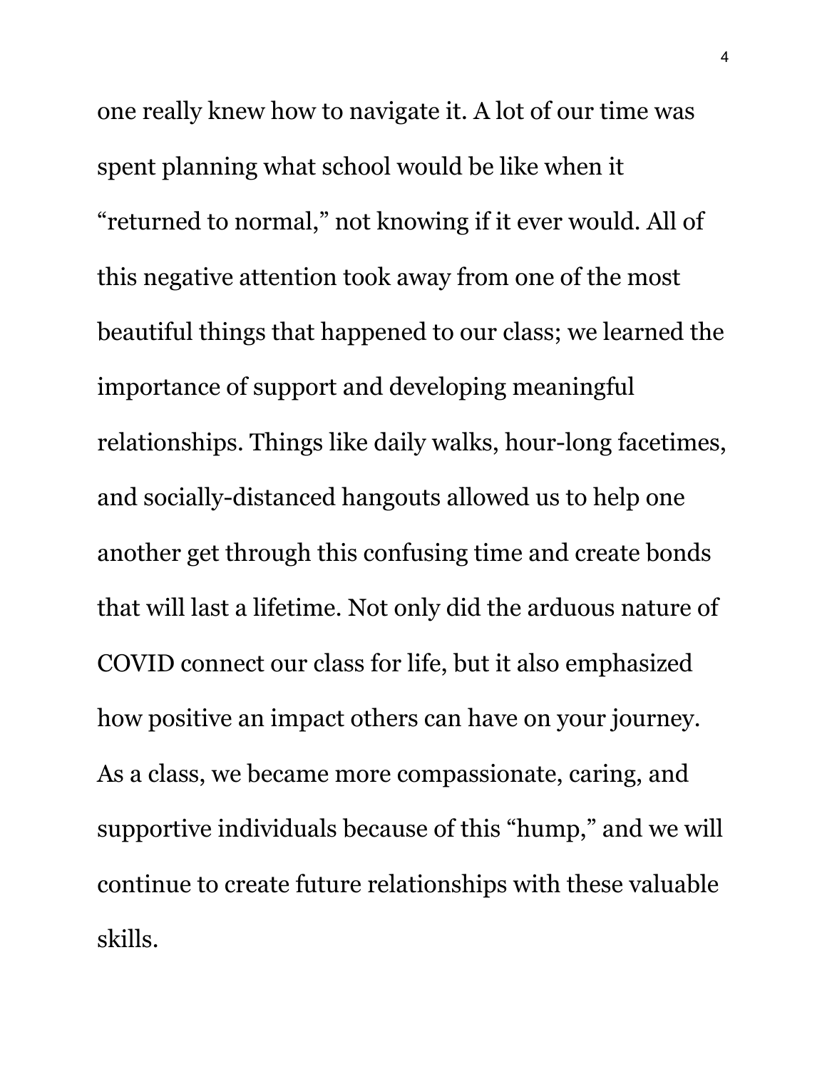one really knew how to navigate it. A lot of our time was spent planning what school would be like when it "returned to normal," not knowing if it ever would. All of this negative attention took away from one of the most beautiful things that happened to our class; we learned the importance of support and developing meaningful relationships. Things like daily walks, hour-long facetimes, and socially-distanced hangouts allowed us to help one another get through this confusing time and create bonds that will last a lifetime. Not only did the arduous nature of COVID connect our class for life, but it also emphasized how positive an impact others can have on your journey. As a class, we became more compassionate, caring, and supportive individuals because of this "hump," and we will continue to create future relationships with these valuable skills.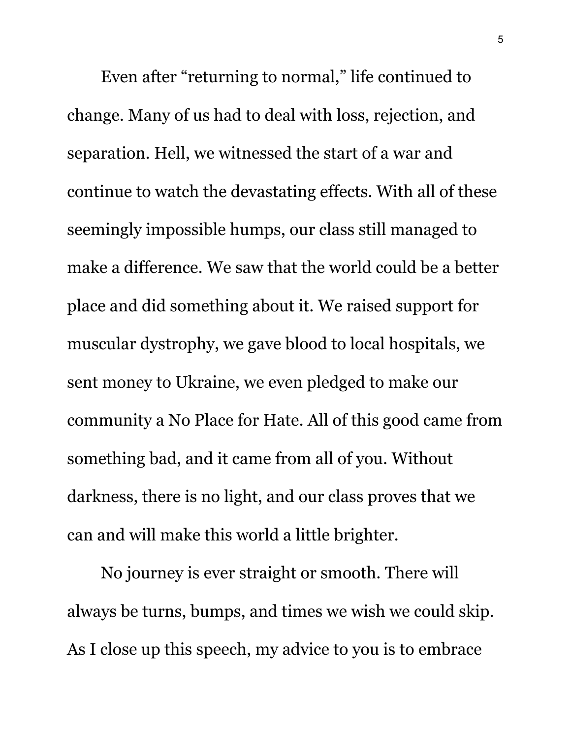Even after "returning to normal," life continued to change. Many of us had to deal with loss, rejection, and separation. Hell, we witnessed the start of a war and continue to watch the devastating effects. With all of these seemingly impossible humps, our class still managed to make a difference. We saw that the world could be a better place and did something about it. We raised support for muscular dystrophy, we gave blood to local hospitals, we sent money to Ukraine, we even pledged to make our community a No Place for Hate. All of this good came from something bad, and it came from all of you. Without darkness, there is no light, and our class proves that we can and will make this world a little brighter.

No journey is ever straight or smooth. There will always be turns, bumps, and times we wish we could skip. As I close up this speech, my advice to you is to embrace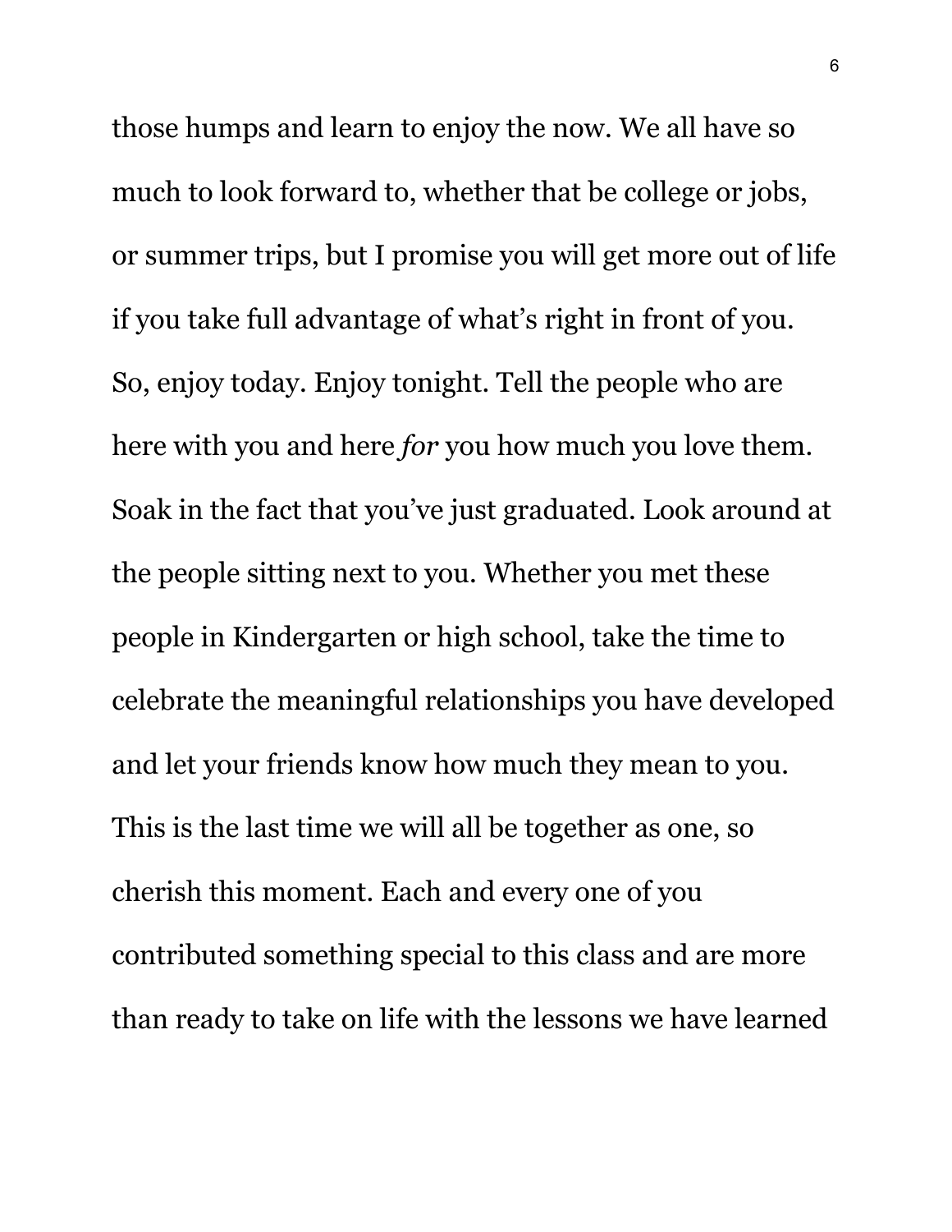those humps and learn to enjoy the now. We all have so much to look forward to, whether that be college or jobs, or summer trips, but I promise you will get more out of life if you take full advantage of what's right in front of you. So, enjoy today. Enjoy tonight. Tell the people who are here with you and here *for* you how much you love them. Soak in the fact that you've just graduated. Look around at the people sitting next to you. Whether you met these people in Kindergarten or high school, take the time to celebrate the meaningful relationships you have developed and let your friends know how much they mean to you. This is the last time we will all be together as one, so cherish this moment. Each and every one of you contributed something special to this class and are more than ready to take on life with the lessons we have learned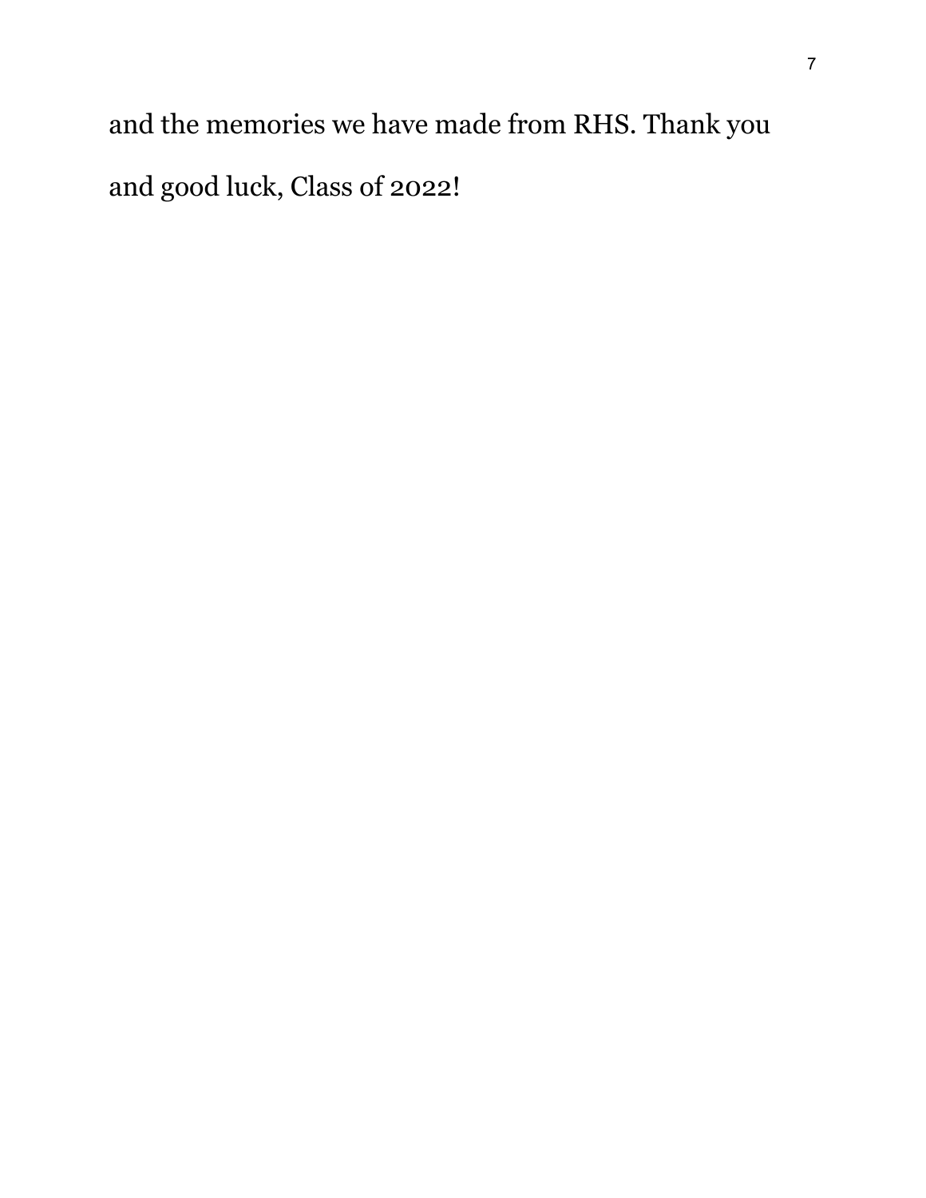and the memories we have made from RHS. Thank you and good luck, Class of 2022!